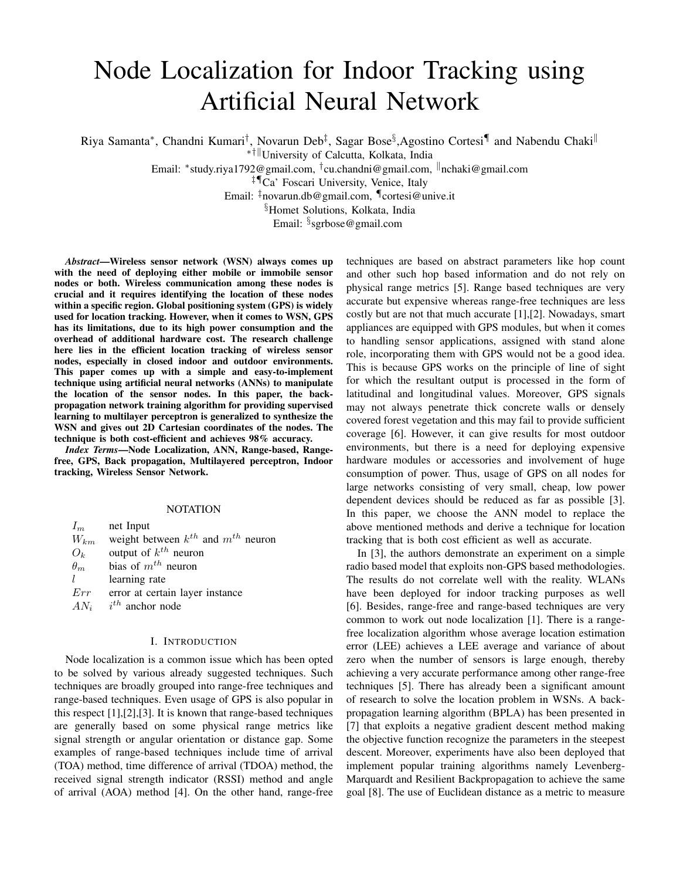# Node Localization for Indoor Tracking using Artificial Neural Network

Riya Samanta[*], Chandni Kumari[†], Novarun Deb[‡], Sagar Bose[§], Agostino Cortesi[¶] and Nabendu Chaki[‖]

[*†‖]University of Calcutta, Kolkata, India

Email: [*]study.riya1792@gmail.com, [†]cu.chandni@gmail.com, [‖]nchaki@gmail.com

[‡¶]Ca' Foscari University, Venice, Italy

Email: [‡]novarun.db@gmail.com, [¶]cortesi@unive.it

[§]Homet Solutions, Kolkata, India

Email: [§]sgrbose@gmail.com

***Abstract*—Wireless sensor network (WSN) always comes up with the need of deploying either mobile or immobile sensor nodes or both. Wireless communication among these nodes is crucial and it requires identifying the location of these nodes within a specific region. Global positioning system (GPS) is widely used for location tracking. However, when it comes to WSN, GPS has its limitations, due to its high power consumption and the overhead of additional hardware cost. The research challenge here lies in the efficient location tracking of wireless sensor nodes, especially in closed indoor and outdoor environments. This paper comes up with a simple and easy-to-implement technique using artificial neural networks (ANNs) to manipulate the location of the sensor nodes. In this paper, the back-propagation network training algorithm for providing supervised learning to multilayer perceptron is generalized to synthesize the WSN and gives out 2D Cartesian coordinates of the nodes. The technique is both cost-efficient and achieves 98% accuracy.**

***Index Terms*—Node Localization, ANN, Range-based, Range-free, GPS, Back propagation, Multilayered perceptron, Indoor tracking, Wireless Sensor Network.**

## NOTATION

| | |
|---|---|
| $I_m$ | net Input |
| $W_{km}$ | weight between $k^{th}$ and $m^{th}$ neuron |
| $O_k$ | output of $k^{th}$ neuron |
| $\theta_m$ | bias of $m^{th}$ neuron |
| $l$ | learning rate |
| $Err$ | error at certain layer instance |
| $AN_i$ | $i^{th}$ anchor node |

## I. Introduction

Node localization is a common issue which has been opted to be solved by various already suggested techniques. Such techniques are broadly grouped into range-free techniques and range-based techniques. Even usage of GPS is also popular in this respect [1],[2],[3]. It is known that range-based techniques are generally based on some physical range metrics like signal strength or angular orientation or distance gap. Some examples of range-based techniques include time of arrival (TOA) method, time difference of arrival (TDOA) method, the received signal strength indicator (RSSI) method and angle of arrival (AOA) method [4]. On the other hand, range-free techniques are based on abstract parameters like hop count and other such hop based information and do not rely on physical range metrics [5]. Range based techniques are very accurate but expensive whereas range-free techniques are less costly but are not that much accurate [1],[2]. Nowadays, smart appliances are equipped with GPS modules, but when it comes to handling sensor applications, assigned with stand alone role, incorporating them with GPS would not be a good idea. This is because GPS works on the principle of line of sight for which the resultant output is processed in the form of latitudinal and longitudinal values. Moreover, GPS signals may not always penetrate thick concrete walls or densely covered forest vegetation and this may fail to provide sufficient coverage [6]. However, it can give results for most outdoor environments, but there is a need for deploying expensive hardware modules or accessories and involvement of huge consumption of power. Thus, usage of GPS on all nodes for large networks consisting of very small, cheap, low power dependent devices should be reduced as far as possible [3]. In this paper, we choose the ANN model to replace the above mentioned methods and derive a technique for location tracking that is both cost efficient as well as accurate.

In [3], the authors demonstrate an experiment on a simple radio based model that exploits non-GPS based methodologies. The results do not correlate well with the reality. WLANs have been deployed for indoor tracking purposes as well [6]. Besides, range-free and range-based techniques are very common to work out node localization [1]. There is a range-free localization algorithm whose average location estimation error (LEE) achieves a LEE average and variance of about zero when the number of sensors is large enough, thereby achieving a very accurate performance among other range-free techniques [5]. There has already been a significant amount of research to solve the location problem in WSNs. A back-propagation learning algorithm (BPLA) has been presented in [7] that exploits a negative gradient descent method making the objective function recognize the parameters in the steepest descent. Moreover, experiments have also been deployed that implement popular training algorithms namely Levenberg-Marquardt and Resilient Backpropagation to achieve the same goal [8]. The use of Euclidean distance as a metric to measure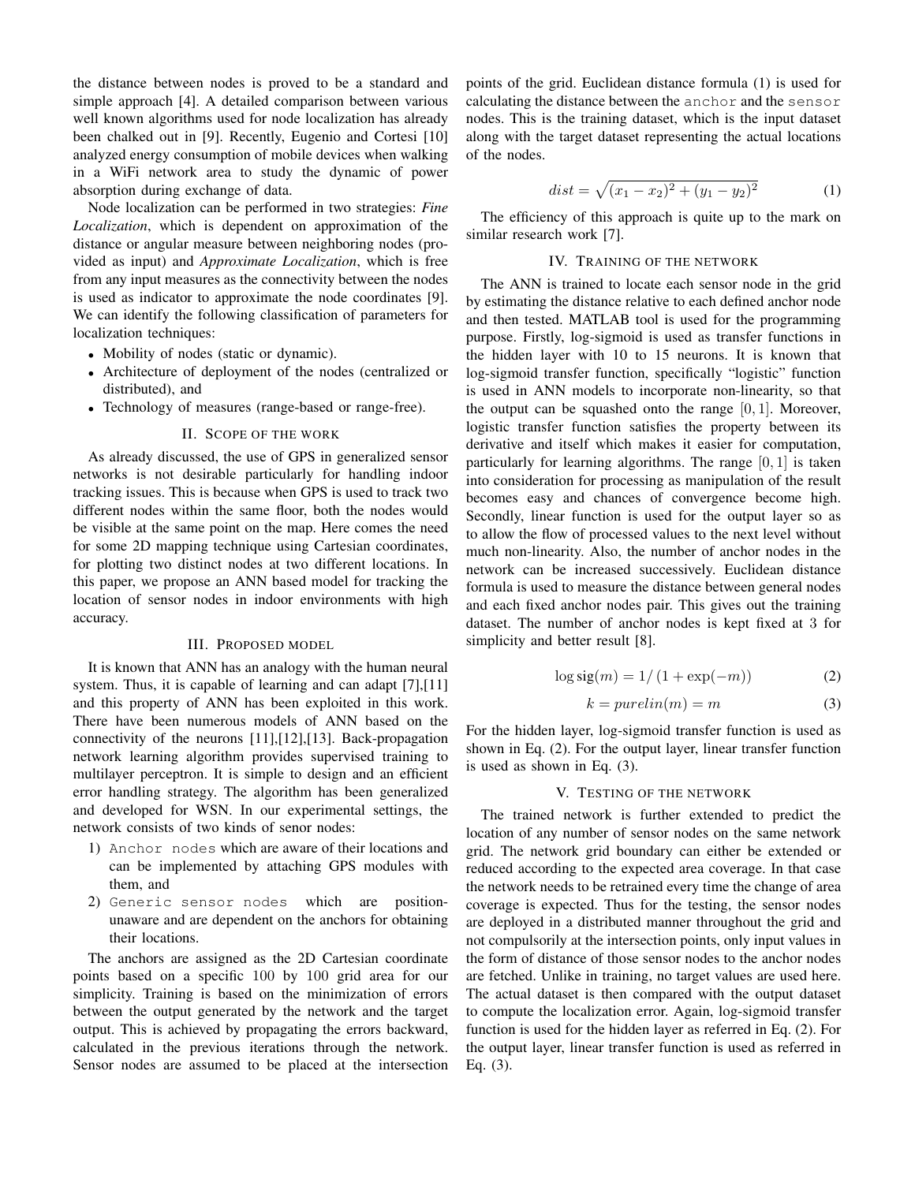the distance between nodes is proved to be a standard and simple approach [4]. A detailed comparison between various well known algorithms used for node localization has already been chalked out in [9]. Recently, Eugenio and Cortesi [10] analyzed energy consumption of mobile devices when walking in a WiFi network area to study the dynamic of power absorption during exchange of data.

Node localization can be performed in two strategies: ***Fine Localization***, which is dependent on approximation of the distance or angular measure between neighboring nodes (provided as input) and ***Approximate Localization***, which is free from any input measures as the connectivity between the nodes is used as indicator to approximate the node coordinates [9]. We can identify the following classification of parameters for localization techniques:

- Mobility of nodes (static or dynamic).
- Architecture of deployment of the nodes (centralized or distributed), and
- Technology of measures (range-based or range-free).

## II. Scope of the work

As already discussed, the use of GPS in generalized sensor networks is not desirable particularly for handling indoor tracking issues. This is because when GPS is used to track two different nodes within the same floor, both the nodes would be visible at the same point on the map. Here comes the need for some 2D mapping technique using Cartesian coordinates, for plotting two distinct nodes at two different locations. In this paper, we propose an ANN based model for tracking the location of sensor nodes in indoor environments with high accuracy.

## III. Proposed model

It is known that ANN has an analogy with the human neural system. Thus, it is capable of learning and can adapt [7],[11] and this property of ANN has been exploited in this work. There have been numerous models of ANN based on the connectivity of the neurons [11],[12],[13]. Back-propagation network learning algorithm provides supervised training to multilayer perceptron. It is simple to design and an efficient error handling strategy. The algorithm has been generalized and developed for WSN. In our experimental settings, the network consists of two kinds of senor nodes:

1) `Anchor nodes` which are aware of their locations and can be implemented by attaching GPS modules with them, and
2) `Generic sensor nodes` which are position-unaware and are dependent on the anchors for obtaining their locations.

The anchors are assigned as the 2D Cartesian coordinate points based on a specific 100 by 100 grid area for our simplicity. Training is based on the minimization of errors between the output generated by the network and the target output. This is achieved by propagating the errors backward, calculated in the previous iterations through the network. Sensor nodes are assumed to be placed at the intersection points of the grid. Euclidean distance formula (1) is used for calculating the distance between the `anchor` and the `sensor` nodes. This is the training dataset, which is the input dataset along with the target dataset representing the actual locations of the nodes.

$$dist = \sqrt{(x_1 - x_2)^2 + (y_1 - y_2)^2} \quad (1)$$

The efficiency of this approach is quite up to the mark on similar research work [7].

## IV. Training of the network

The ANN is trained to locate each sensor node in the grid by estimating the distance relative to each defined anchor node and then tested. MATLAB tool is used for the programming purpose. Firstly, log-sigmoid is used as transfer functions in the hidden layer with 10 to 15 neurons. It is known that log-sigmoid transfer function, specifically "logistic" function is used in ANN models to incorporate non-linearity, so that the output can be squashed onto the range $[0, 1]$. Moreover, logistic transfer function satisfies the property between its derivative and itself which makes it easier for computation, particularly for learning algorithms. The range $[0, 1]$ is taken into consideration for processing as manipulation of the result becomes easy and chances of convergence become high. Secondly, linear function is used for the output layer so as to allow the flow of processed values to the next level without much non-linearity. Also, the number of anchor nodes in the network can be increased successively. Euclidean distance formula is used to measure the distance between general nodes and each fixed anchor nodes pair. This gives out the training dataset. The number of anchor nodes is kept fixed at 3 for simplicity and better result [8].

$$\log\text{sig}(m) = 1/\left(1 + \exp(-m)\right) \quad (2)$$

$$k = purelin(m) = m \quad (3)$$

For the hidden layer, log-sigmoid transfer function is used as shown in Eq. (2). For the output layer, linear transfer function is used as shown in Eq. (3).

## V. Testing of the network

The trained network is further extended to predict the location of any number of sensor nodes on the same network grid. The network grid boundary can either be extended or reduced according to the expected area coverage. In that case the network needs to be retrained every time the change of area coverage is expected. Thus for the testing, the sensor nodes are deployed in a distributed manner throughout the grid and not compulsorily at the intersection points, only input values in the form of distance of those sensor nodes to the anchor nodes are fetched. Unlike in training, no target values are used here. The actual dataset is then compared with the output dataset to compute the localization error. Again, log-sigmoid transfer function is used for the hidden layer as referred in Eq. (2). For the output layer, linear transfer function is used as referred in Eq. (3).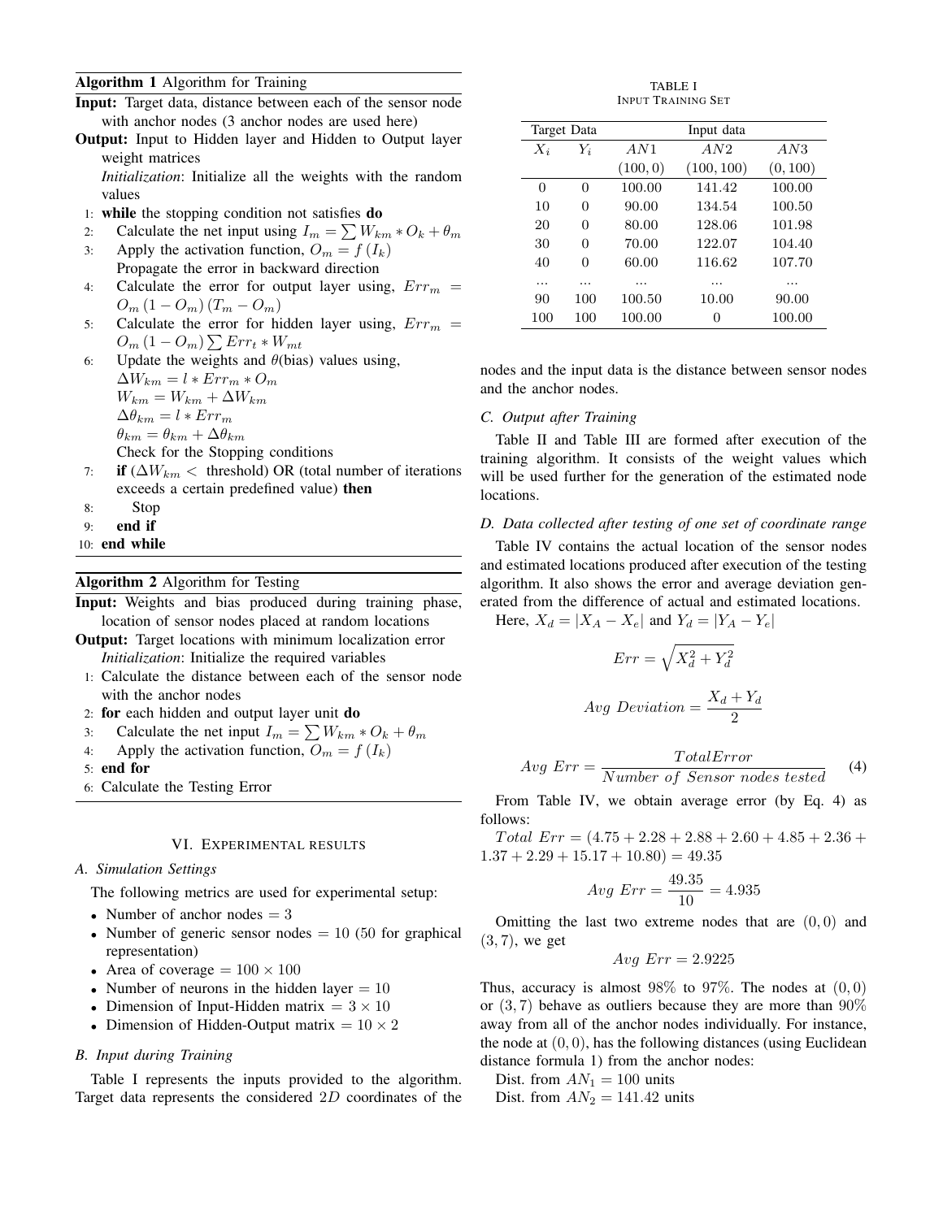**Algorithm 1** Algorithm for Training

**Input:** Target data, distance between each of the sensor node with anchor nodes (3 anchor nodes are used here)

**Output:** Input to Hidden layer and Hidden to Output layer weight matrices

*Initialization*: Initialize all the weights with the random values

1: **while** the stopping condition not satisfies **do**
2: Calculate the net input using $I_m = \sum W_{km} * O_k + \theta_m$
3: Apply the activation function, $O_m = f(I_k)$
Propagate the error in backward direction
4: Calculate the error for output layer using, $Err_m = O_m(1 - O_m)(T_m - O_m)$
5: Calculate the error for hidden layer using, $Err_m = O_m(1 - O_m) \sum Err_t * W_{mt}$
6: Update the weights and $\theta$(bias) values using,
$\Delta W_{km} = l * Err_m * O_m$
$W_{km} = W_{km} + \Delta W_{km}$
$\Delta\theta_{km} = l * Err_m$
$\theta_{km} = \theta_{km} + \Delta\theta_{km}$
Check for the Stopping conditions
7: **if** ($\Delta W_{km} <$ threshold) OR (total number of iterations exceeds a certain predefined value) **then**
8: Stop
9: **end if**
10: **end while**

**Algorithm 2** Algorithm for Testing

**Input:** Weights and bias produced during training phase, location of sensor nodes placed at random locations

**Output:** Target locations with minimum localization error

*Initialization*: Initialize the required variables

1: Calculate the distance between each of the sensor node with the anchor nodes
2: **for** each hidden and output layer unit **do**
3: Calculate the net input $I_m = \sum W_{km} * O_k + \theta_m$
4: Apply the activation function, $O_m = f(I_k)$
5: **end for**
6: Calculate the Testing Error

## VI. Experimental results

### A. Simulation Settings

The following metrics are used for experimental setup:

- Number of anchor nodes = 3
- Number of generic sensor nodes = 10 (50 for graphical representation)
- Area of coverage = $100 \times 100$
- Number of neurons in the hidden layer = 10
- Dimension of Input-Hidden matrix = $3 \times 10$
- Dimension of Hidden-Output matrix = $10 \times 2$

### B. Input during Training

Table I represents the inputs provided to the algorithm. Target data represents the considered 2D coordinates of the nodes and the input data is the distance between sensor nodes and the anchor nodes.

TABLE I
Input Training Set

| Target Data | | Input data | | |
|---|---|---|---|---|
| $X_i$ | $Y_i$ | $AN1$ (100, 0) | $AN2$ (100, 100) | $AN3$ (0, 100) |
| 0 | 0 | 100.00 | 141.42 | 100.00 |
| 10 | 0 | 90.00 | 134.54 | 100.50 |
| 20 | 0 | 80.00 | 128.06 | 101.98 |
| 30 | 0 | 70.00 | 122.07 | 104.40 |
| 40 | 0 | 60.00 | 116.62 | 107.70 |
| ... | ... | ... | ... | ... |
| 90 | 100 | 100.50 | 10.00 | 90.00 |
| 100 | 100 | 100.00 | 0 | 100.00 |

### C. Output after Training

Table II and Table III are formed after execution of the training algorithm. It consists of the weight values which will be used further for the generation of the estimated node locations.

### D. Data collected after testing of one set of coordinate range

Table IV contains the actual location of the sensor nodes and estimated locations produced after execution of the testing algorithm. It also shows the error and average deviation generated from the difference of actual and estimated locations.

Here, $X_d = |X_A - X_e|$ and $Y_d = |Y_A - Y_e|$

$$Err = \sqrt{X_d^2 + Y_d^2}$$

$$Avg\ Deviation = \frac{X_d + Y_d}{2}$$

$$Avg\ Err = \frac{TotalError}{Number\ of\ Sensor\ nodes\ tested} \tag{4}$$

From Table IV, we obtain average error (by Eq. 4) as follows:

$Total\ Err = (4.75 + 2.28 + 2.88 + 2.60 + 4.85 + 2.36 + 1.37 + 2.29 + 15.17 + 10.80) = 49.35$

$$Avg\ Err = \frac{49.35}{10} = 4.935$$

Omitting the last two extreme nodes that are $(0,0)$ and $(3,7)$, we get

$$Avg\ Err = 2.9225$$

Thus, accuracy is almost 98% to 97%. The nodes at $(0,0)$ or $(3,7)$ behave as outliers because they are more than 90% away from all of the anchor nodes individually. For instance, the node at $(0,0)$, has the following distances (using Euclidean distance formula 1) from the anchor nodes:

Dist. from $AN_1$ = 100 units
Dist. from $AN_2$ = 141.42 units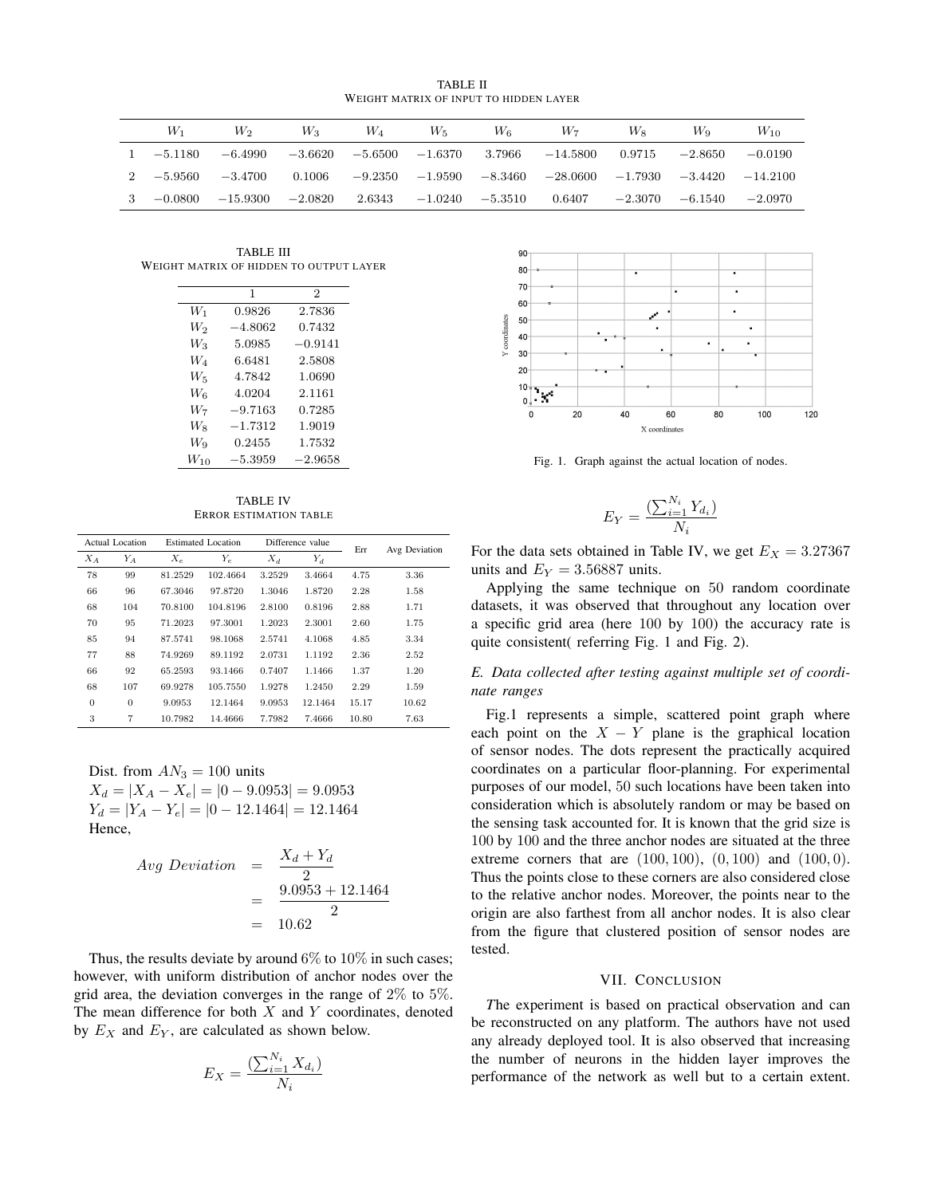TABLE II

WEIGHT MATRIX OF INPUT TO HIDDEN LAYER

| | $W_1$ | $W_2$ | $W_3$ | $W_4$ | $W_5$ | $W_6$ | $W_7$ | $W_8$ | $W_9$ | $W_{10}$ |
|---|---|---|---|---|---|---|---|---|---|---|
| 1 | −5.1180 | −6.4990 | −3.6620 | −5.6500 | −1.6370 | 3.7966 | −14.5800 | 0.9715 | −2.8650 | −0.0190 |
| 2 | −5.9560 | −3.4700 | 0.1006 | −9.2350 | −1.9590 | −8.3460 | −28.0600 | −1.7930 | −3.4420 | −14.2100 |
| 3 | −0.0800 | −15.9300 | −2.0820 | 2.6343 | −1.0240 | −5.3510 | 0.6407 | −2.3070 | −6.1540 | −2.0970 |

TABLE III

WEIGHT MATRIX OF HIDDEN TO OUTPUT LAYER

| | 1 | 2 |
|---|---|---|
| $W_1$ | 0.9826 | 2.7836 |
| $W_2$ | −4.8062 | 0.7432 |
| $W_3$ | 5.0985 | −0.9141 |
| $W_4$ | 6.6481 | 2.5808 |
| $W_5$ | 4.7842 | 1.0690 |
| $W_6$ | 4.0204 | 2.1161 |
| $W_7$ | −9.7163 | 0.7285 |
| $W_8$ | −1.7312 | 1.9019 |
| $W_9$ | 0.2455 | 1.7532 |
| $W_{10}$ | −5.3959 | −2.9658 |

TABLE IV

ERROR ESTIMATION TABLE

| Actual Location | | Estimated Location | | Difference value | | Err | Avg Deviation |
|---|---|---|---|---|---|---|---|
| $X_A$ | $Y_A$ | $X_e$ | $Y_e$ | $X_d$ | $Y_d$ | | |
| 78 | 99 | 81.2529 | 102.4664 | 3.2529 | 3.4664 | 4.75 | 3.36 |
| 66 | 96 | 67.3046 | 97.8720 | 1.3046 | 1.8720 | 2.28 | 1.58 |
| 68 | 104 | 70.8100 | 104.8196 | 2.8100 | 0.8196 | 2.88 | 1.71 |
| 70 | 95 | 71.2023 | 97.3001 | 1.2023 | 2.3001 | 2.60 | 1.75 |
| 85 | 94 | 87.5741 | 98.1068 | 2.5741 | 4.1068 | 4.85 | 3.34 |
| 77 | 88 | 74.9269 | 89.1192 | 2.0731 | 1.1192 | 2.36 | 2.52 |
| 66 | 92 | 65.2593 | 93.1466 | 0.7407 | 1.1466 | 1.37 | 1.20 |
| 68 | 107 | 69.9278 | 105.7550 | 1.9278 | 1.2450 | 2.29 | 1.59 |
| 0 | 0 | 9.0953 | 12.1464 | 9.0953 | 12.1464 | 15.17 | 10.62 |
| 3 | 7 | 10.7982 | 14.4666 | 7.7982 | 7.4666 | 10.80 | 7.63 |

Dist. from $AN_3 = 100$ units

$X_d = |X_A - X_e| = |0 - 9.0953| = 9.0953$

$Y_d = |Y_A - Y_e| = |0 - 12.1464| = 12.1464$

Hence,

$$
\begin{aligned}
Avg\ Deviation &= \frac{X_d + Y_d}{2} \\
&= \frac{9.0953 + 12.1464}{2} \\
&= 10.62
\end{aligned}
$$

Thus, the results deviate by around 6% to 10% in such cases; however, with uniform distribution of anchor nodes over the grid area, the deviation converges in the range of 2% to 5%. The mean difference for both $X$ and $Y$ coordinates, denoted by $E_X$ and $E_Y$, are calculated as shown below.

$$
E_X = \frac{(\sum_{i=1}^{N_i} X_{d_i})}{N_i}
$$

Fig. 1. Graph against the actual location of nodes.

$$
E_Y = \frac{(\sum_{i=1}^{N_i} Y_{d_i})}{N_i}
$$

For the data sets obtained in Table IV, we get $E_X = 3.27367$ units and $E_Y = 3.56887$ units.

Applying the same technique on 50 random coordinate datasets, it was observed that throughout any location over a specific grid area (here 100 by 100) the accuracy rate is quite consistent( referring Fig. 1 and Fig. 2).

### *E. Data collected after testing against multiple set of coordinate ranges*

Fig.1 represents a simple, scattered point graph where each point on the $X - Y$ plane is the graphical location of sensor nodes. The dots represent the practically acquired coordinates on a particular floor-planning. For experimental purposes of our model, 50 such locations have been taken into consideration which is absolutely random or may be based on the sensing task accounted for. It is known that the grid size is 100 by 100 and the three anchor nodes are situated at the three extreme corners that are $(100, 100)$, $(0, 100)$ and $(100, 0)$. Thus the points close to these corners are also considered close to the relative anchor nodes. Moreover, the points near to the origin are also farthest from all anchor nodes. It is also clear from the figure that clustered position of sensor nodes are tested.

## VII. CONCLUSION

*T*he experiment is based on practical observation and can be reconstructed on any platform. The authors have not used any already deployed tool. It is also observed that increasing the number of neurons in the hidden layer improves the performance of the network as well but to a certain extent.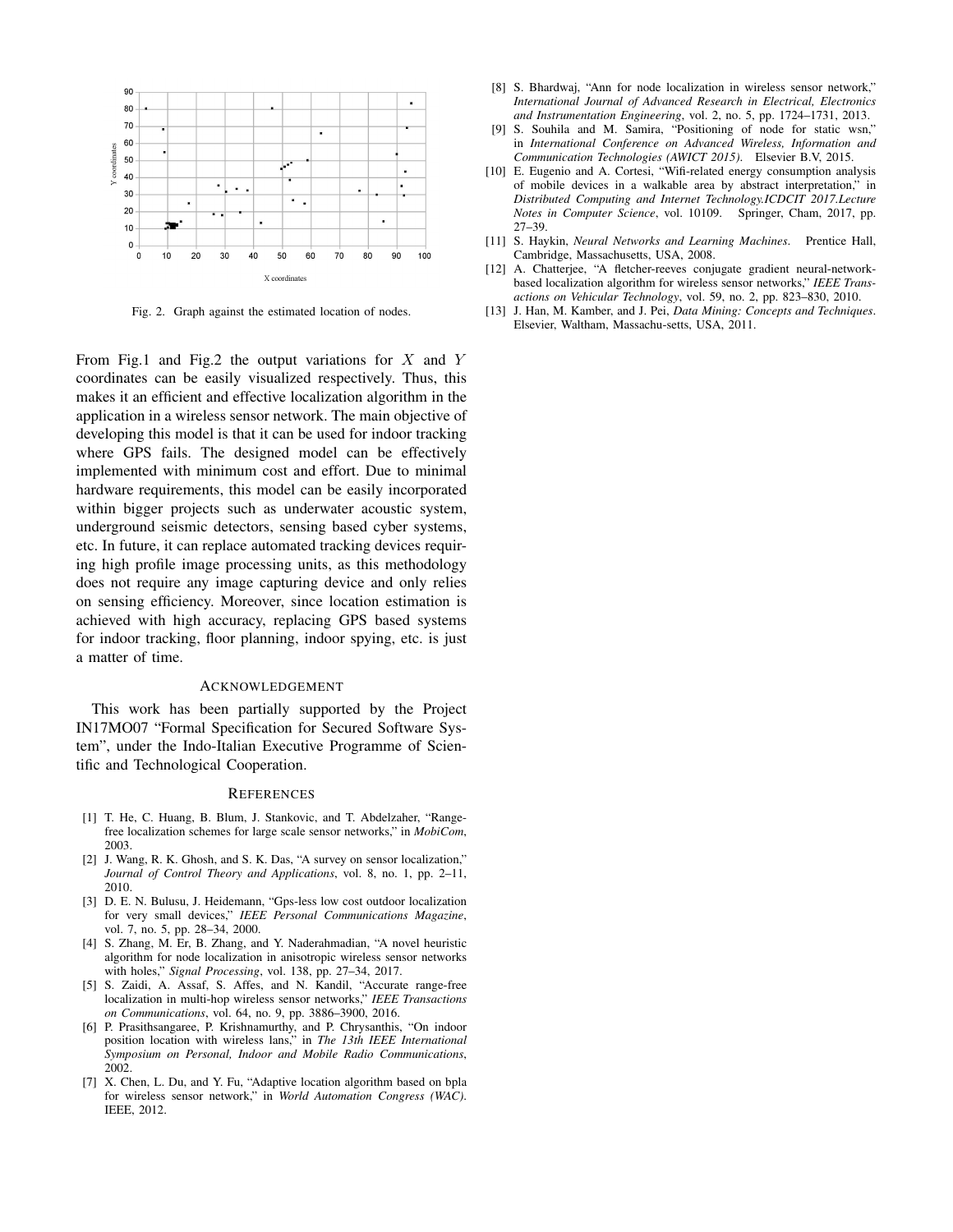90
80
70
60
50
40
30
20
10
0

0 10 20 30 40 50 60 70 80 90 100

Y coordinates

X coordinates

Fig. 2. Graph against the estimated location of nodes.

From Fig.1 and Fig.2 the output variations for $X$ and $Y$ coordinates can be easily visualized respectively. Thus, this makes it an efficient and effective localization algorithm in the application in a wireless sensor network. The main objective of developing this model is that it can be used for indoor tracking where GPS fails. The designed model can be effectively implemented with minimum cost and effort. Due to minimal hardware requirements, this model can be easily incorporated within bigger projects such as underwater acoustic system, underground seismic detectors, sensing based cyber systems, etc. In future, it can replace automated tracking devices requiring high profile image processing units, as this methodology does not require any image capturing device and only relies on sensing efficiency. Moreover, since location estimation is achieved with high accuracy, replacing GPS based systems for indoor tracking, floor planning, indoor spying, etc. is just a matter of time.

## Acknowledgement

This work has been partially supported by the Project IN17MO07 "Formal Specification for Secured Software System", under the Indo-Italian Executive Programme of Scientific and Technological Cooperation.

## References

[1] T. He, C. Huang, B. Blum, J. Stankovic, and T. Abdelzaher, "Range-free localization schemes for large scale sensor networks," in *MobiCom*, 2003.

[2] J. Wang, R. K. Ghosh, and S. K. Das, "A survey on sensor localization," *Journal of Control Theory and Applications*, vol. 8, no. 1, pp. 2–11, 2010.

[3] D. E. N. Bulusu, J. Heidemann, "Gps-less low cost outdoor localization for very small devices," *IEEE Personal Communications Magazine*, vol. 7, no. 5, pp. 28–34, 2000.

[4] S. Zhang, M. Er, B. Zhang, and Y. Naderahmadian, "A novel heuristic algorithm for node localization in anisotropic wireless sensor networks with holes," *Signal Processing*, vol. 138, pp. 27–34, 2017.

[5] S. Zaidi, A. Assaf, S. Affes, and N. Kandil, "Accurate range-free localization in multi-hop wireless sensor networks," *IEEE Transactions on Communications*, vol. 64, no. 9, pp. 3886–3900, 2016.

[6] P. Prasithsangaree, P. Krishnamurthy, and P. Chrysanthis, "On indoor position location with wireless lans," in *The 13th IEEE International Symposium on Personal, Indoor and Mobile Radio Communications*, 2002.

[7] X. Chen, L. Du, and Y. Fu, "Adaptive location algorithm based on bpla for wireless sensor network," in *World Automation Congress (WAC)*. IEEE, 2012.

[8] S. Bhardwaj, "Ann for node localization in wireless sensor network," *International Journal of Advanced Research in Electrical, Electronics and Instrumentation Engineering*, vol. 2, no. 5, pp. 1724–1731, 2013.

[9] S. Souhila and M. Samira, "Positioning of node for static wsn," in *International Conference on Advanced Wireless, Information and Communication Technologies (AWICT 2015)*. Elsevier B.V, 2015.

[10] E. Eugenio and A. Cortesi, "Wifi-related energy consumption analysis of mobile devices in a walkable area by abstract interpretation," in *Distributed Computing and Internet Technology.ICDCIT 2017.Lecture Notes in Computer Science*, vol. 10109. Springer, Cham, 2017, pp. 27–39.

[11] S. Haykin, *Neural Networks and Learning Machines*. Prentice Hall, Cambridge, Massachusetts, USA, 2008.

[12] A. Chatterjee, "A fletcher-reeves conjugate gradient neural-network-based localization algorithm for wireless sensor networks," *IEEE Transactions on Vehicular Technology*, vol. 59, no. 2, pp. 823–830, 2010.

[13] J. Han, M. Kamber, and J. Pei, *Data Mining: Concepts and Techniques*. Elsevier, Waltham, Massachu-setts, USA, 2011.